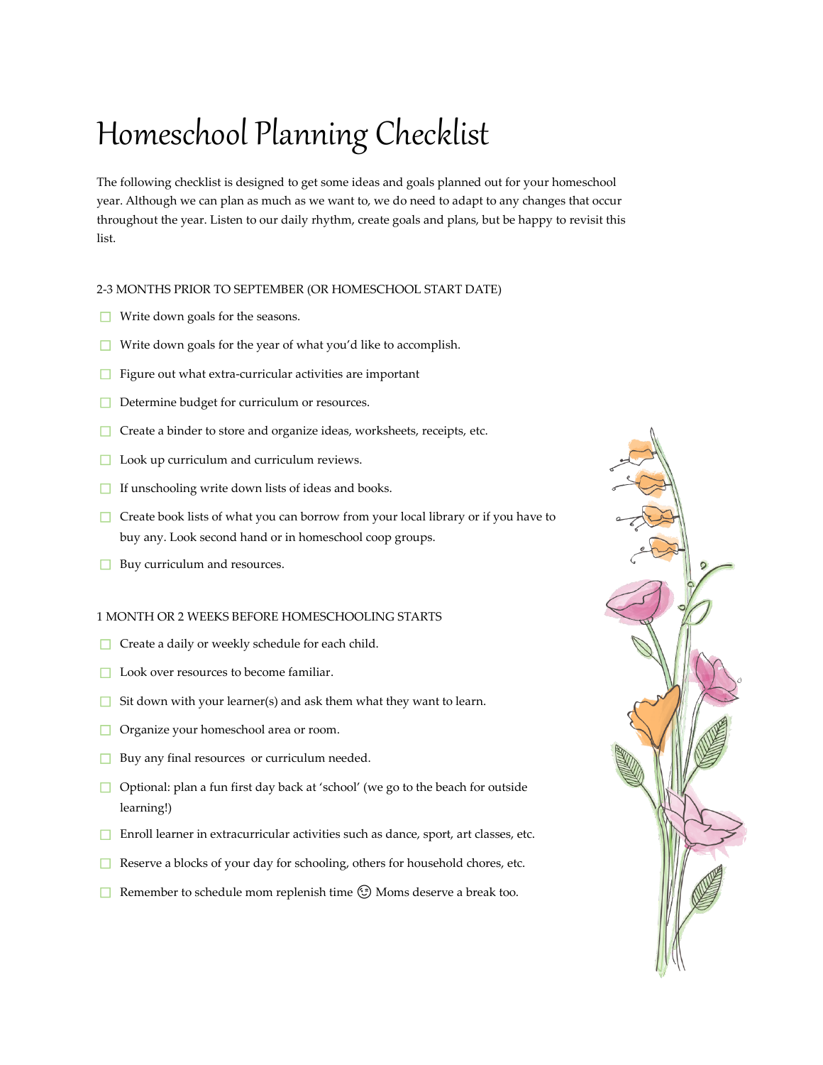# Homeschool Planning Checklist

The following checklist is designed to get some ideas and goals planned out for your homeschool year. Although we can plan as much as we want to, we do need to adapt to any changes that occur throughout the year. Listen to our daily rhythm, create goals and plans, but be happy to revisit this list.

## 2-3 MONTHS PRIOR TO SEPTEMBER (OR HOMESCHOOL START DATE)

- [ ] Write down goals for the seasons.
- [ ] Write down goals for the year of what you'd like to accomplish.
- [ ] Figure out what extra-curricular activities are important
- [ ] Determine budget for curriculum or resources.
- [ ] Create a binder to store and organize ideas, worksheets, receipts, etc.
- [ ] Look up curriculum and curriculum reviews.
- [ ] If unschooling write down lists of ideas and books.
- [ ] Create book lists of what you can borrow from your local library or if you have to buy any. Look second hand or in homeschool coop groups.
- [ ] Buy curriculum and resources.

## 1 MONTH OR 2 WEEKS BEFORE HOMESCHOOLING STARTS

- [ ] Create a daily or weekly schedule for each child.
- [ ] Look over resources to become familiar.
- [ ] Sit down with your learner(s) and ask them what they want to learn.
- [ ] Organize your homeschool area or room.
- [ ] Buy any final resources or curriculum needed.
- [ ] Optional: plan a fun first day back at 'school' (we go to the beach for outside learning!)
- [ ] Enroll learner in extracurricular activities such as dance, sport, art classes, etc.
- [ ] Reserve a blocks of your day for schooling, others for household chores, etc.
- [ ] Remember to schedule mom replenish time 😉 Moms deserve a break too.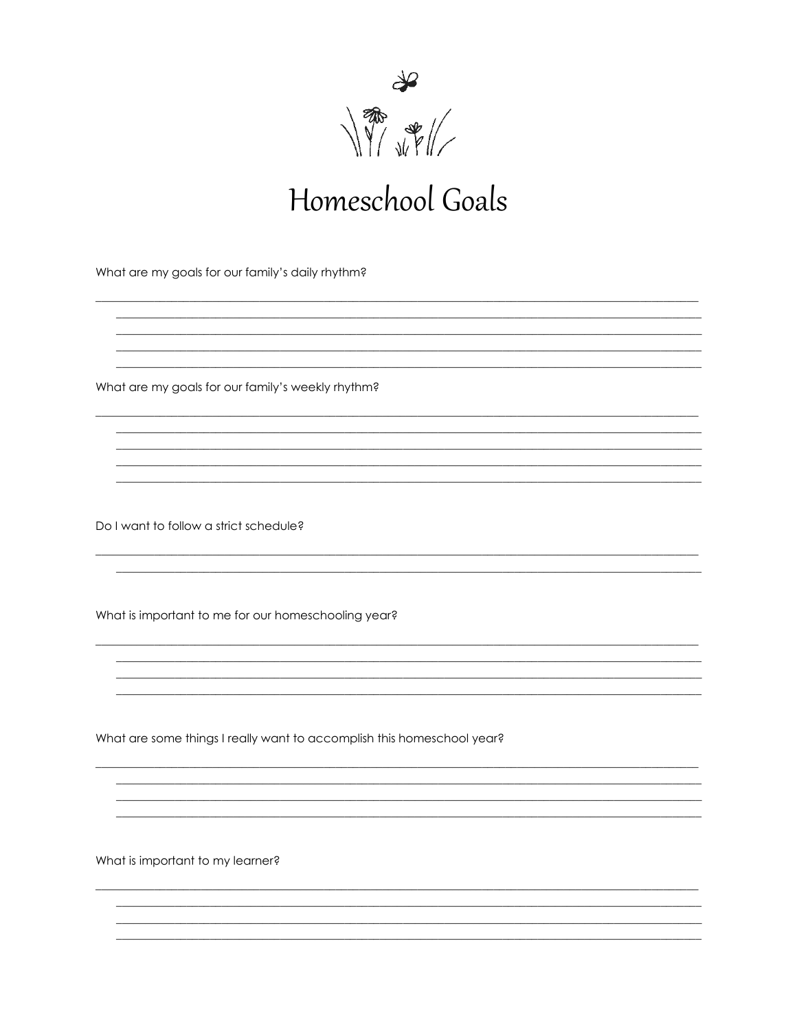# Homeschool Goals

What are my goals for our family's daily rhythm?

What are my goals for our family's weekly rhythm?

Do I want to follow a strict schedule?

What is important to me for our homeschooling year?

What are some things I really want to accomplish this homeschool year?

What is important to my learner?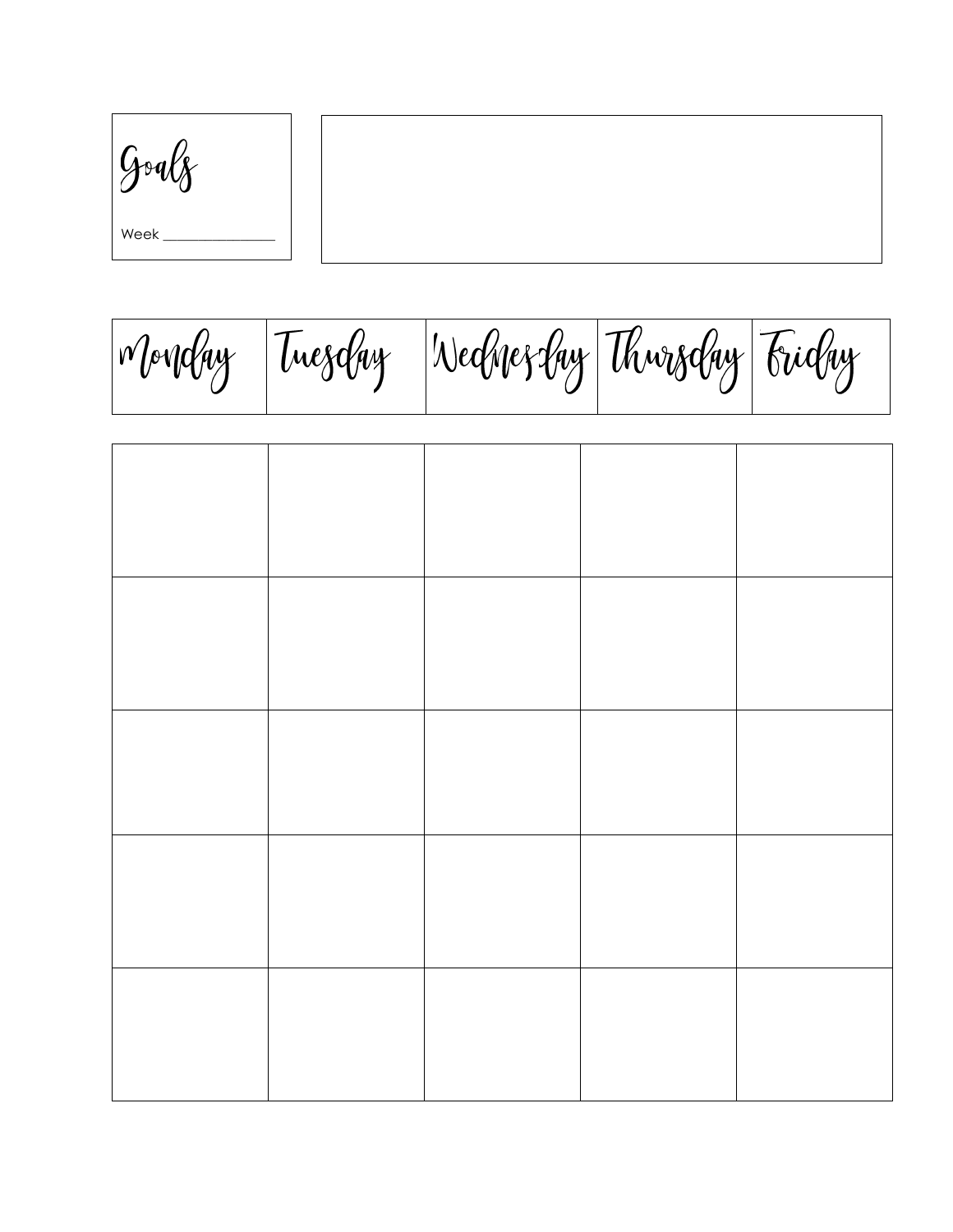# Goals

Week ________________

| Monday | Tuesday | Wednesday | Thursday | Friday |
| --- | --- | --- | --- | --- |
| | | | | |
| | | | | |
| | | | | |
| | | | | |
| | | | | |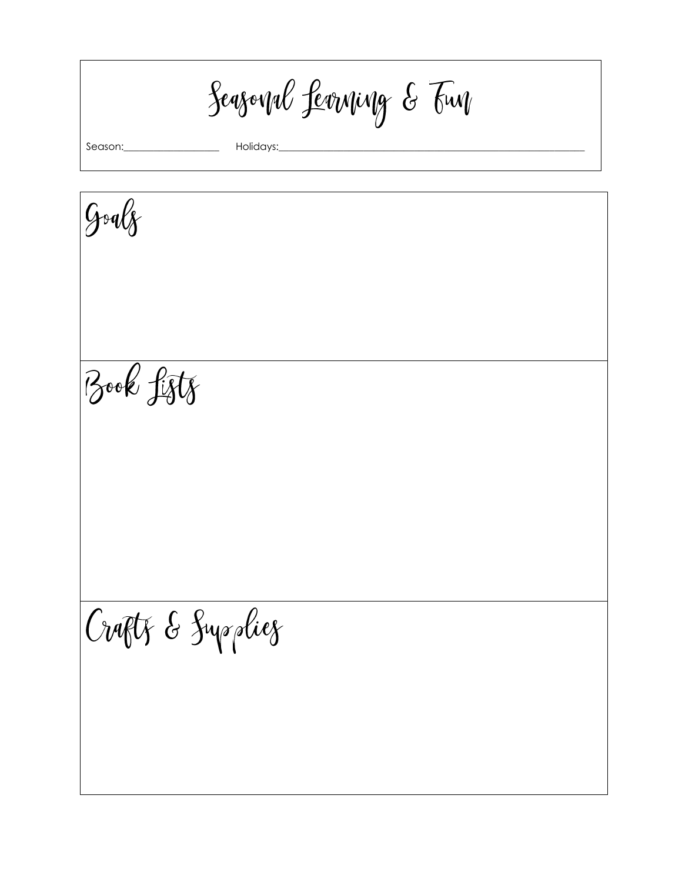# Seasonal Learning & Fun

Season:__________________ Holidays:____________________________________________________________

## Goals

## Book Lists

## Crafts & Supplies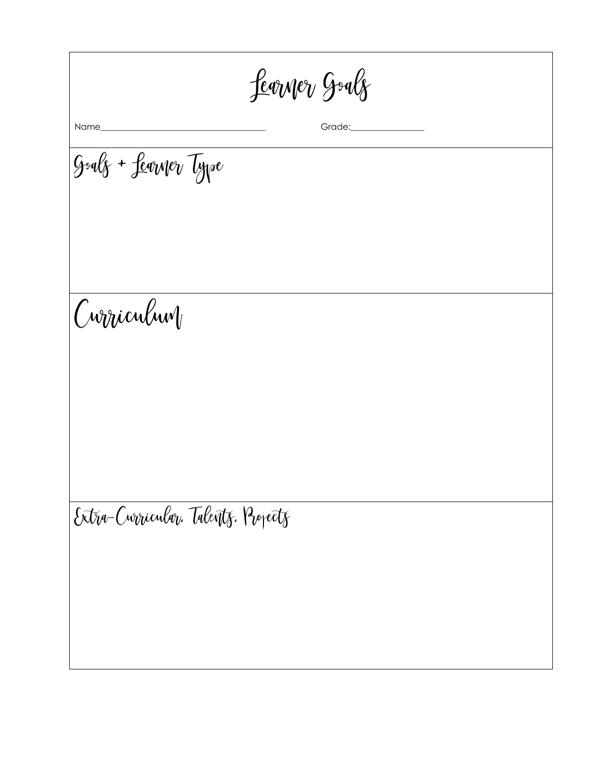# Learner Goals

Name______________________________________ Grade:________________

## Goals + Learner Type

## Curriculum

## Extra-Curricular, Talents, Projects